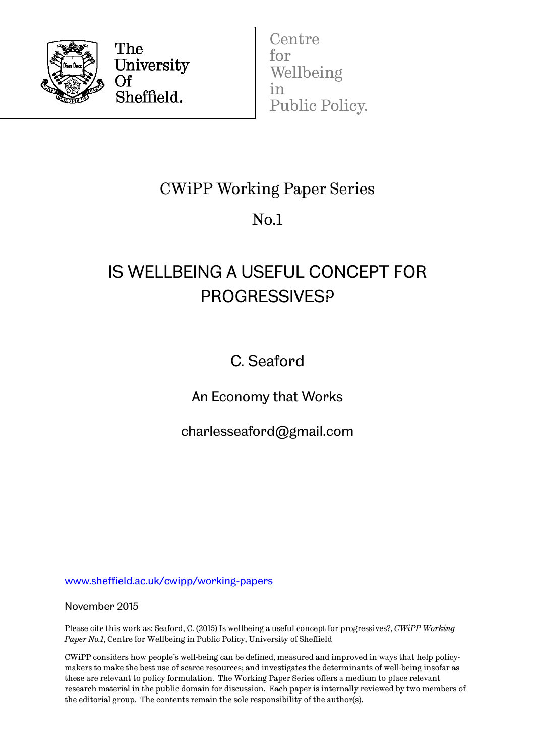The University Of Sheffield.

Centre for Wellbeing in Public Policy.

CWiPP Working Paper Series

No.1

# IS WELLBEING A USEFUL CONCEPT FOR PROGRESSIVES?

C. Seaford

An Economy that Works

charlesseaford@gmail.com

[www.sheffield.ac.uk/cwipp/working-papers](http://www.sheffield.ac.uk/cwipp/working-papers)

November 2015

Please cite this work as: Seaford, C. (2015) Is wellbeing a useful concept for progressives?, *CWiPP Working Paper No.1*, Centre for Wellbeing in Public Policy, University of Sheffield

CWiPP considers how people´s well-being can be defined, measured and improved in ways that help policy-makers to make the best use of scarce resources; and investigates the determinants of well-being insofar as these are relevant to policy formulation. The Working Paper Series offers a medium to place relevant research material in the public domain for discussion. Each paper is internally reviewed by two members of the editorial group. The contents remain the sole responsibility of the author(s).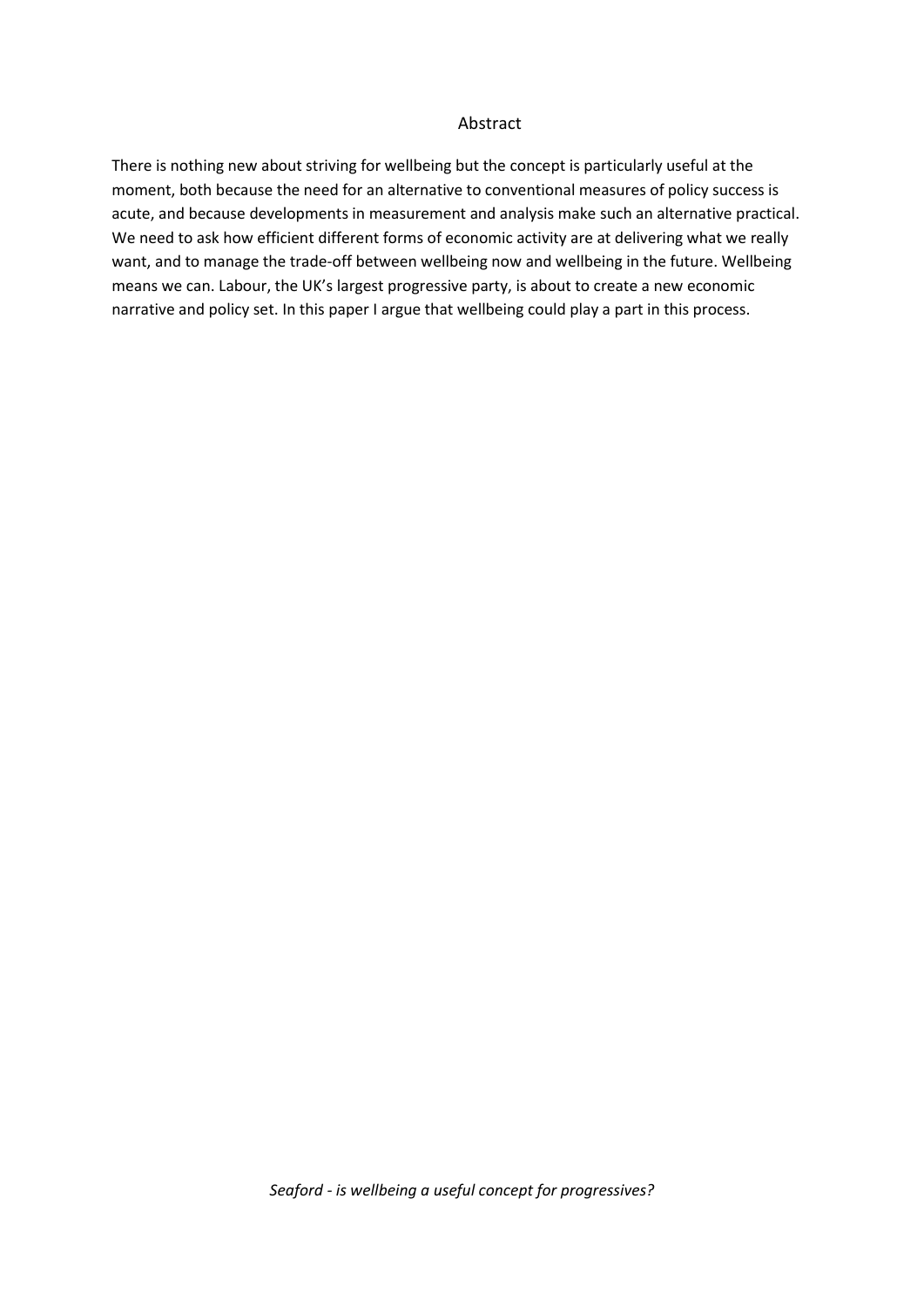## Abstract

There is nothing new about striving for wellbeing but the concept is particularly useful at the moment, both because the need for an alternative to conventional measures of policy success is acute, and because developments in measurement and analysis make such an alternative practical. We need to ask how efficient different forms of economic activity are at delivering what we really want, and to manage the trade-off between wellbeing now and wellbeing in the future. Wellbeing means we can. Labour, the UK's largest progressive party, is about to create a new economic narrative and policy set. In this paper I argue that wellbeing could play a part in this process.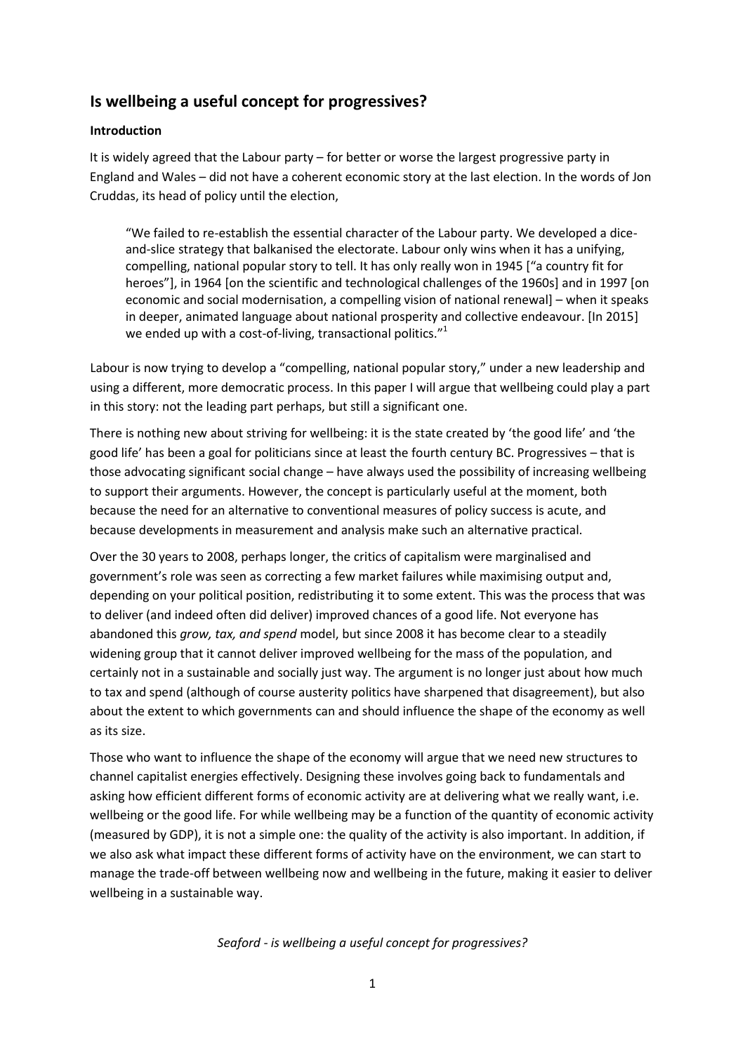## Is wellbeing a useful concept for progressives?

### Introduction

It is widely agreed that the Labour party – for better or worse the largest progressive party in England and Wales – did not have a coherent economic story at the last election. In the words of Jon Cruddas, its head of policy until the election,

> "We failed to re-establish the essential character of the Labour party. We developed a dice-and-slice strategy that balkanised the electorate. Labour only wins when it has a unifying, compelling, national popular story to tell. It has only really won in 1945 ["a country fit for heroes"], in 1964 [on the scientific and technological challenges of the 1960s] and in 1997 [on economic and social modernisation, a compelling vision of national renewal] – when it speaks in deeper, animated language about national prosperity and collective endeavour. [In 2015] we ended up with a cost-of-living, transactional politics."[1]

Labour is now trying to develop a "compelling, national popular story," under a new leadership and using a different, more democratic process. In this paper I will argue that wellbeing could play a part in this story: not the leading part perhaps, but still a significant one.

There is nothing new about striving for wellbeing: it is the state created by 'the good life' and 'the good life' has been a goal for politicians since at least the fourth century BC. Progressives – that is those advocating significant social change – have always used the possibility of increasing wellbeing to support their arguments. However, the concept is particularly useful at the moment, both because the need for an alternative to conventional measures of policy success is acute, and because developments in measurement and analysis make such an alternative practical.

Over the 30 years to 2008, perhaps longer, the critics of capitalism were marginalised and government's role was seen as correcting a few market failures while maximising output and, depending on your political position, redistributing it to some extent. This was the process that was to deliver (and indeed often did deliver) improved chances of a good life. Not everyone has abandoned this *grow, tax, and spend* model, but since 2008 it has become clear to a steadily widening group that it cannot deliver improved wellbeing for the mass of the population, and certainly not in a sustainable and socially just way. The argument is no longer just about how much to tax and spend (although of course austerity politics have sharpened that disagreement), but also about the extent to which governments can and should influence the shape of the economy as well as its size.

Those who want to influence the shape of the economy will argue that we need new structures to channel capitalist energies effectively. Designing these involves going back to fundamentals and asking how efficient different forms of economic activity are at delivering what we really want, i.e. wellbeing or the good life. For while wellbeing may be a function of the quantity of economic activity (measured by GDP), it is not a simple one: the quality of the activity is also important. In addition, if we also ask what impact these different forms of activity have on the environment, we can start to manage the trade-off between wellbeing now and wellbeing in the future, making it easier to deliver wellbeing in a sustainable way.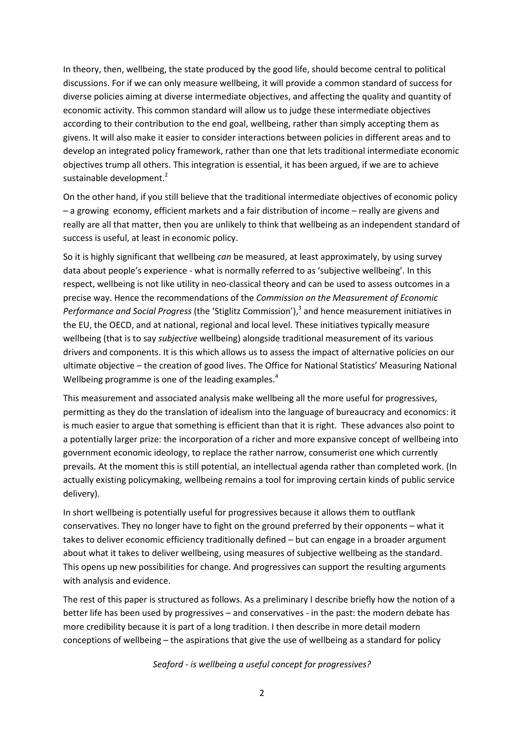In theory, then, wellbeing, the state produced by the good life, should become central to political discussions. For if we can only measure wellbeing, it will provide a common standard of success for diverse policies aiming at diverse intermediate objectives, and affecting the quality and quantity of economic activity. This common standard will allow us to judge these intermediate objectives according to their contribution to the end goal, wellbeing, rather than simply accepting them as givens. It will also make it easier to consider interactions between policies in different areas and to develop an integrated policy framework, rather than one that lets traditional intermediate economic objectives trump all others. This integration is essential, it has been argued, if we are to achieve sustainable development.[2]

On the other hand, if you still believe that the traditional intermediate objectives of economic policy – a growing economy, efficient markets and a fair distribution of income – really are givens and really are all that matter, then you are unlikely to think that wellbeing as an independent standard of success is useful, at least in economic policy.

So it is highly significant that wellbeing *can* be measured, at least approximately, by using survey data about people's experience - what is normally referred to as 'subjective wellbeing'. In this respect, wellbeing is not like utility in neo-classical theory and can be used to assess outcomes in a precise way. Hence the recommendations of the *Commission on the Measurement of Economic Performance and Social Progress* (the 'Stiglitz Commission'),[3] and hence measurement initiatives in the EU, the OECD, and at national, regional and local level. These initiatives typically measure wellbeing (that is to say *subjective* wellbeing) alongside traditional measurement of its various drivers and components. It is this which allows us to assess the impact of alternative policies on our ultimate objective – the creation of good lives. The Office for National Statistics' Measuring National Wellbeing programme is one of the leading examples.[4]

This measurement and associated analysis make wellbeing all the more useful for progressives, permitting as they do the translation of idealism into the language of bureaucracy and economics: it is much easier to argue that something is efficient than that it is right. These advances also point to a potentially larger prize: the incorporation of a richer and more expansive concept of wellbeing into government economic ideology, to replace the rather narrow, consumerist one which currently prevails. At the moment this is still potential, an intellectual agenda rather than completed work. (In actually existing policymaking, wellbeing remains a tool for improving certain kinds of public service delivery).

In short wellbeing is potentially useful for progressives because it allows them to outflank conservatives. They no longer have to fight on the ground preferred by their opponents – what it takes to deliver economic efficiency traditionally defined – but can engage in a broader argument about what it takes to deliver wellbeing, using measures of subjective wellbeing as the standard. This opens up new possibilities for change. And progressives can support the resulting arguments with analysis and evidence.

The rest of this paper is structured as follows. As a preliminary I describe briefly how the notion of a better life has been used by progressives – and conservatives - in the past: the modern debate has more credibility because it is part of a long tradition. I then describe in more detail modern conceptions of wellbeing – the aspirations that give the use of wellbeing as a standard for policy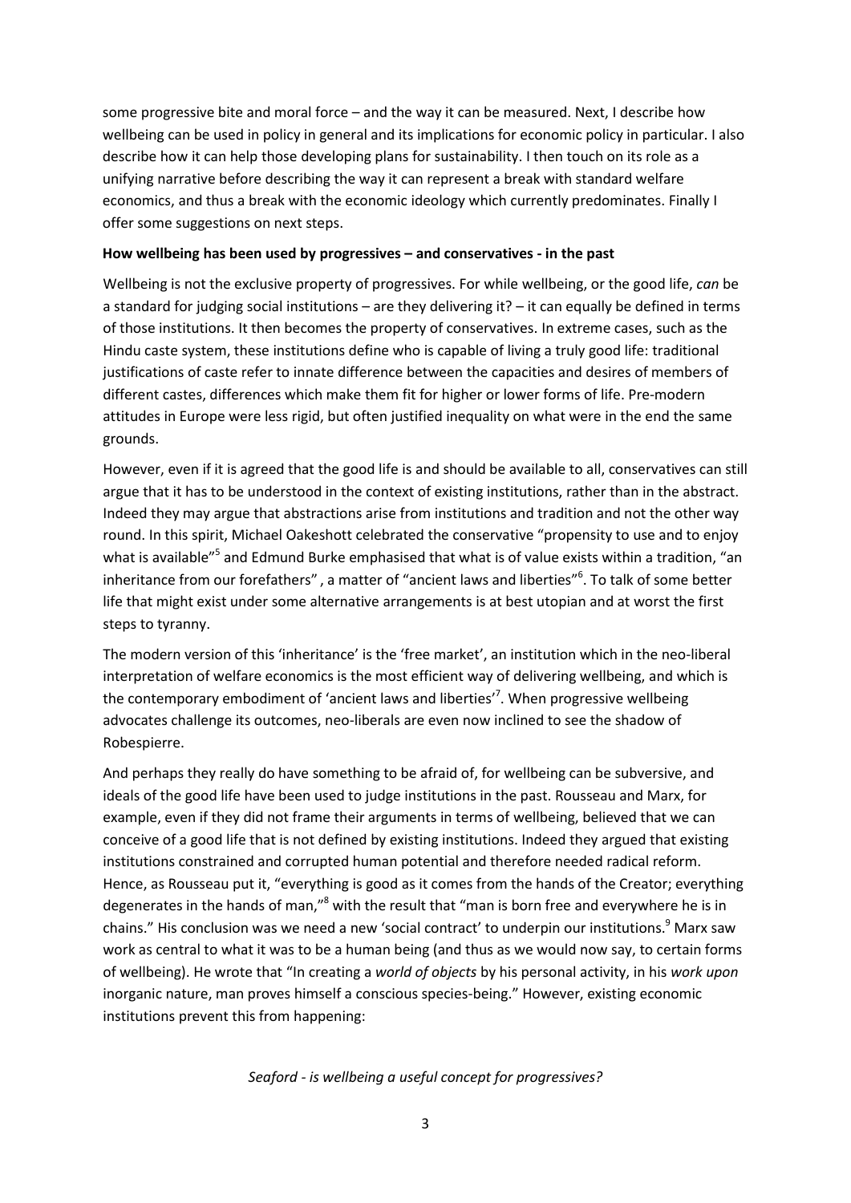some progressive bite and moral force – and the way it can be measured. Next, I describe how wellbeing can be used in policy in general and its implications for economic policy in particular. I also describe how it can help those developing plans for sustainability. I then touch on its role as a unifying narrative before describing the way it can represent a break with standard welfare economics, and thus a break with the economic ideology which currently predominates. Finally I offer some suggestions on next steps.

**How wellbeing has been used by progressives – and conservatives - in the past**

Wellbeing is not the exclusive property of progressives. For while wellbeing, or the good life, *can* be a standard for judging social institutions – are they delivering it? – it can equally be defined in terms of those institutions. It then becomes the property of conservatives. In extreme cases, such as the Hindu caste system, these institutions define who is capable of living a truly good life: traditional justifications of caste refer to innate difference between the capacities and desires of members of different castes, differences which make them fit for higher or lower forms of life. Pre-modern attitudes in Europe were less rigid, but often justified inequality on what were in the end the same grounds.

However, even if it is agreed that the good life is and should be available to all, conservatives can still argue that it has to be understood in the context of existing institutions, rather than in the abstract. Indeed they may argue that abstractions arise from institutions and tradition and not the other way round. In this spirit, Michael Oakeshott celebrated the conservative "propensity to use and to enjoy what is available"[5] and Edmund Burke emphasised that what is of value exists within a tradition, "an inheritance from our forefathers" , a matter of "ancient laws and liberties"[6]. To talk of some better life that might exist under some alternative arrangements is at best utopian and at worst the first steps to tyranny.

The modern version of this 'inheritance' is the 'free market', an institution which in the neo-liberal interpretation of welfare economics is the most efficient way of delivering wellbeing, and which is the contemporary embodiment of 'ancient laws and liberties'[7]. When progressive wellbeing advocates challenge its outcomes, neo-liberals are even now inclined to see the shadow of Robespierre.

And perhaps they really do have something to be afraid of, for wellbeing can be subversive, and ideals of the good life have been used to judge institutions in the past. Rousseau and Marx, for example, even if they did not frame their arguments in terms of wellbeing, believed that we can conceive of a good life that is not defined by existing institutions. Indeed they argued that existing institutions constrained and corrupted human potential and therefore needed radical reform. Hence, as Rousseau put it, "everything is good as it comes from the hands of the Creator; everything degenerates in the hands of man,"[8] with the result that "man is born free and everywhere he is in chains." His conclusion was we need a new 'social contract' to underpin our institutions.[9] Marx saw work as central to what it was to be a human being (and thus as we would now say, to certain forms of wellbeing). He wrote that "In creating a *world of objects* by his personal activity, in his *work upon* inorganic nature, man proves himself a conscious species-being." However, existing economic institutions prevent this from happening: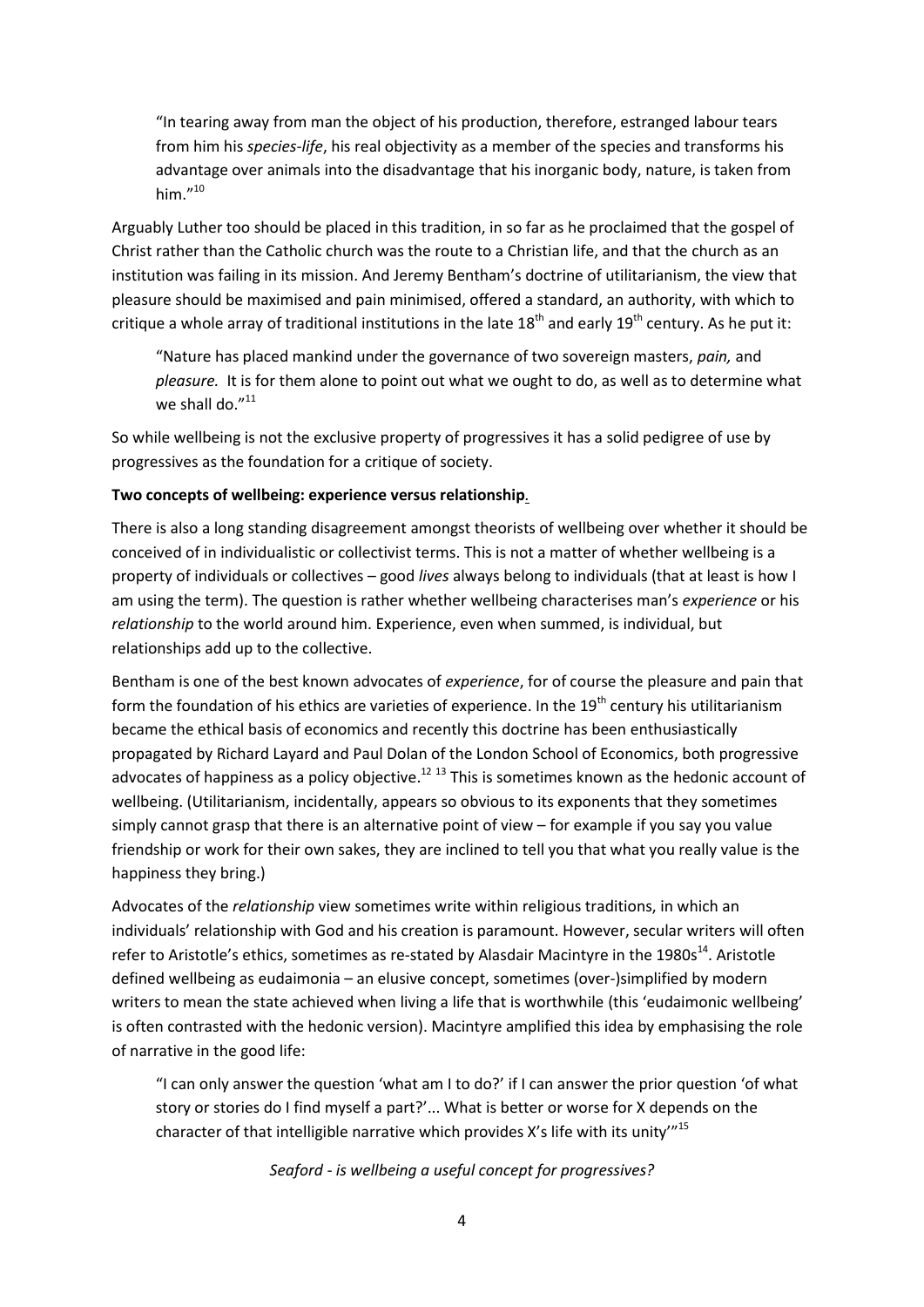> "In tearing away from man the object of his production, therefore, estranged labour tears from him his *species-life*, his real objectivity as a member of the species and transforms his advantage over animals into the disadvantage that his inorganic body, nature, is taken from him."[10]

Arguably Luther too should be placed in this tradition, in so far as he proclaimed that the gospel of Christ rather than the Catholic church was the route to a Christian life, and that the church as an institution was failing in its mission. And Jeremy Bentham's doctrine of utilitarianism, the view that pleasure should be maximised and pain minimised, offered a standard, an authority, with which to critique a whole array of traditional institutions in the late 18th and early 19th century. As he put it:

> "Nature has placed mankind under the governance of two sovereign masters, *pain,* and *pleasure.* It is for them alone to point out what we ought to do, as well as to determine what we shall do."[11]

So while wellbeing is not the exclusive property of progressives it has a solid pedigree of use by progressives as the foundation for a critique of society.

**Two concepts of wellbeing: experience versus relationship**.

There is also a long standing disagreement amongst theorists of wellbeing over whether it should be conceived of in individualistic or collectivist terms. This is not a matter of whether wellbeing is a property of individuals or collectives – good *lives* always belong to individuals (that at least is how I am using the term). The question is rather whether wellbeing characterises man's *experience* or his *relationship* to the world around him. Experience, even when summed, is individual, but relationships add up to the collective.

Bentham is one of the best known advocates of *experience*, for of course the pleasure and pain that form the foundation of his ethics are varieties of experience. In the 19th century his utilitarianism became the ethical basis of economics and recently this doctrine has been enthusiastically propagated by Richard Layard and Paul Dolan of the London School of Economics, both progressive advocates of happiness as a policy objective.[12] [13] This is sometimes known as the hedonic account of wellbeing. (Utilitarianism, incidentally, appears so obvious to its exponents that they sometimes simply cannot grasp that there is an alternative point of view – for example if you say you value friendship or work for their own sakes, they are inclined to tell you that what you really value is the happiness they bring.)

Advocates of the *relationship* view sometimes write within religious traditions, in which an individuals' relationship with God and his creation is paramount. However, secular writers will often refer to Aristotle's ethics, sometimes as re-stated by Alasdair Macintyre in the 1980s[14]. Aristotle defined wellbeing as eudaimonia – an elusive concept, sometimes (over-)simplified by modern writers to mean the state achieved when living a life that is worthwhile (this 'eudaimonic wellbeing' is often contrasted with the hedonic version). Macintyre amplified this idea by emphasising the role of narrative in the good life:

> "I can only answer the question 'what am I to do?' if I can answer the prior question 'of what story or stories do I find myself a part?'... What is better or worse for X depends on the character of that intelligible narrative which provides X's life with its unity'"[15]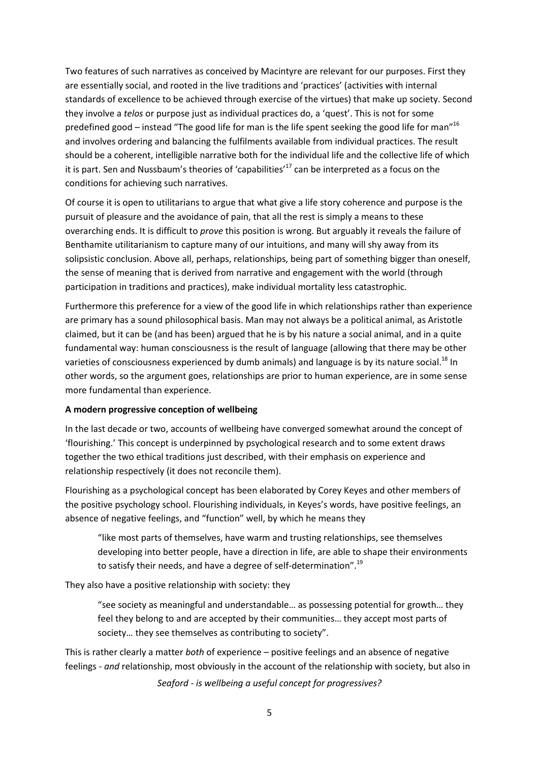Two features of such narratives as conceived by Macintyre are relevant for our purposes. First they are essentially social, and rooted in the live traditions and 'practices' (activities with internal standards of excellence to be achieved through exercise of the virtues) that make up society. Second they involve a *telos* or purpose just as individual practices do, a 'quest'. This is not for some predefined good – instead "The good life for man is the life spent seeking the good life for man"[16] and involves ordering and balancing the fulfilments available from individual practices. The result should be a coherent, intelligible narrative both for the individual life and the collective life of which it is part. Sen and Nussbaum's theories of 'capabilities'[17] can be interpreted as a focus on the conditions for achieving such narratives.

Of course it is open to utilitarians to argue that what give a life story coherence and purpose is the pursuit of pleasure and the avoidance of pain, that all the rest is simply a means to these overarching ends. It is difficult to *prove* this position is wrong. But arguably it reveals the failure of Benthamite utilitarianism to capture many of our intuitions, and many will shy away from its solipsistic conclusion. Above all, perhaps, relationships, being part of something bigger than oneself, the sense of meaning that is derived from narrative and engagement with the world (through participation in traditions and practices), make individual mortality less catastrophic.

Furthermore this preference for a view of the good life in which relationships rather than experience are primary has a sound philosophical basis. Man may not always be a political animal, as Aristotle claimed, but it can be (and has been) argued that he is by his nature a social animal, and in a quite fundamental way: human consciousness is the result of language (allowing that there may be other varieties of consciousness experienced by dumb animals) and language is by its nature social.[18] In other words, so the argument goes, relationships are prior to human experience, are in some sense more fundamental than experience.

**A modern progressive conception of wellbeing**

In the last decade or two, accounts of wellbeing have converged somewhat around the concept of 'flourishing.' This concept is underpinned by psychological research and to some extent draws together the two ethical traditions just described, with their emphasis on experience and relationship respectively (it does not reconcile them).

Flourishing as a psychological concept has been elaborated by Corey Keyes and other members of the positive psychology school. Flourishing individuals, in Keyes's words, have positive feelings, an absence of negative feelings, and "function" well, by which he means they

> "like most parts of themselves, have warm and trusting relationships, see themselves developing into better people, have a direction in life, are able to shape their environments to satisfy their needs, and have a degree of self-determination".[19]

They also have a positive relationship with society: they

> "see society as meaningful and understandable… as possessing potential for growth… they feel they belong to and are accepted by their communities… they accept most parts of society… they see themselves as contributing to society".

This is rather clearly a matter *both* of experience – positive feelings and an absence of negative feelings - *and* relationship, most obviously in the account of the relationship with society, but also in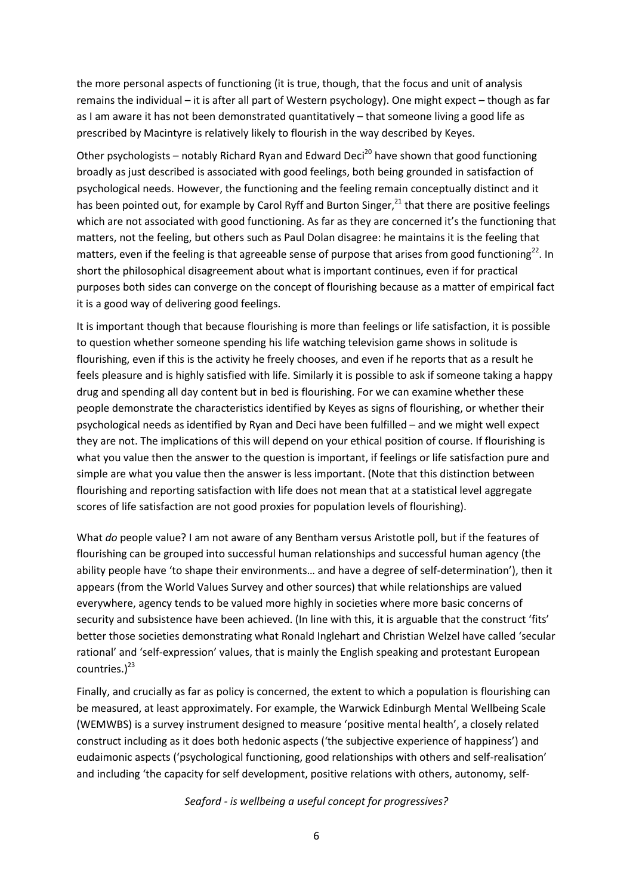the more personal aspects of functioning (it is true, though, that the focus and unit of analysis remains the individual – it is after all part of Western psychology). One might expect – though as far as I am aware it has not been demonstrated quantitatively – that someone living a good life as prescribed by Macintyre is relatively likely to flourish in the way described by Keyes.

Other psychologists – notably Richard Ryan and Edward Deci[20] have shown that good functioning broadly as just described is associated with good feelings, both being grounded in satisfaction of psychological needs. However, the functioning and the feeling remain conceptually distinct and it has been pointed out, for example by Carol Ryff and Burton Singer,[21] that there are positive feelings which are not associated with good functioning. As far as they are concerned it's the functioning that matters, not the feeling, but others such as Paul Dolan disagree: he maintains it is the feeling that matters, even if the feeling is that agreeable sense of purpose that arises from good functioning[22]. In short the philosophical disagreement about what is important continues, even if for practical purposes both sides can converge on the concept of flourishing because as a matter of empirical fact it is a good way of delivering good feelings.

It is important though that because flourishing is more than feelings or life satisfaction, it is possible to question whether someone spending his life watching television game shows in solitude is flourishing, even if this is the activity he freely chooses, and even if he reports that as a result he feels pleasure and is highly satisfied with life. Similarly it is possible to ask if someone taking a happy drug and spending all day content but in bed is flourishing. For we can examine whether these people demonstrate the characteristics identified by Keyes as signs of flourishing, or whether their psychological needs as identified by Ryan and Deci have been fulfilled – and we might well expect they are not. The implications of this will depend on your ethical position of course. If flourishing is what you value then the answer to the question is important, if feelings or life satisfaction pure and simple are what you value then the answer is less important. (Note that this distinction between flourishing and reporting satisfaction with life does not mean that at a statistical level aggregate scores of life satisfaction are not good proxies for population levels of flourishing).

What *do* people value? I am not aware of any Bentham versus Aristotle poll, but if the features of flourishing can be grouped into successful human relationships and successful human agency (the ability people have 'to shape their environments… and have a degree of self-determination'), then it appears (from the World Values Survey and other sources) that while relationships are valued everywhere, agency tends to be valued more highly in societies where more basic concerns of security and subsistence have been achieved. (In line with this, it is arguable that the construct 'fits' better those societies demonstrating what Ronald Inglehart and Christian Welzel have called 'secular rational' and 'self-expression' values, that is mainly the English speaking and protestant European countries.)[23]

Finally, and crucially as far as policy is concerned, the extent to which a population is flourishing can be measured, at least approximately. For example, the Warwick Edinburgh Mental Wellbeing Scale (WEMWBS) is a survey instrument designed to measure 'positive mental health', a closely related construct including as it does both hedonic aspects ('the subjective experience of happiness') and eudaimonic aspects ('psychological functioning, good relationships with others and self-realisation' and including 'the capacity for self development, positive relations with others, autonomy, self-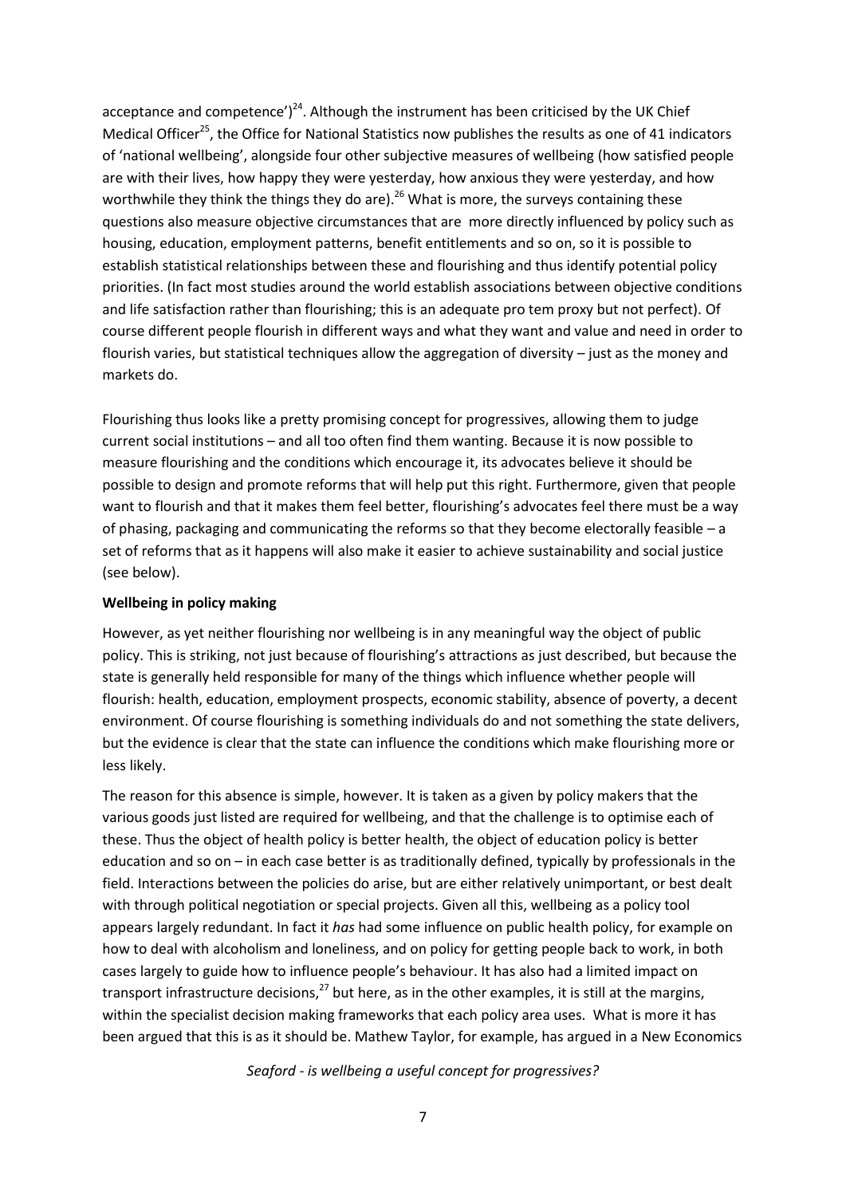acceptance and competence')[24]. Although the instrument has been criticised by the UK Chief Medical Officer[25], the Office for National Statistics now publishes the results as one of 41 indicators of 'national wellbeing', alongside four other subjective measures of wellbeing (how satisfied people are with their lives, how happy they were yesterday, how anxious they were yesterday, and how worthwhile they think the things they do are).[26] What is more, the surveys containing these questions also measure objective circumstances that are more directly influenced by policy such as housing, education, employment patterns, benefit entitlements and so on, so it is possible to establish statistical relationships between these and flourishing and thus identify potential policy priorities. (In fact most studies around the world establish associations between objective conditions and life satisfaction rather than flourishing; this is an adequate pro tem proxy but not perfect). Of course different people flourish in different ways and what they want and value and need in order to flourish varies, but statistical techniques allow the aggregation of diversity – just as the money and markets do.

Flourishing thus looks like a pretty promising concept for progressives, allowing them to judge current social institutions – and all too often find them wanting. Because it is now possible to measure flourishing and the conditions which encourage it, its advocates believe it should be possible to design and promote reforms that will help put this right. Furthermore, given that people want to flourish and that it makes them feel better, flourishing's advocates feel there must be a way of phasing, packaging and communicating the reforms so that they become electorally feasible – a set of reforms that as it happens will also make it easier to achieve sustainability and social justice (see below).

**Wellbeing in policy making**

However, as yet neither flourishing nor wellbeing is in any meaningful way the object of public policy. This is striking, not just because of flourishing's attractions as just described, but because the state is generally held responsible for many of the things which influence whether people will flourish: health, education, employment prospects, economic stability, absence of poverty, a decent environment. Of course flourishing is something individuals do and not something the state delivers, but the evidence is clear that the state can influence the conditions which make flourishing more or less likely.

The reason for this absence is simple, however. It is taken as a given by policy makers that the various goods just listed are required for wellbeing, and that the challenge is to optimise each of these. Thus the object of health policy is better health, the object of education policy is better education and so on – in each case better is as traditionally defined, typically by professionals in the field. Interactions between the policies do arise, but are either relatively unimportant, or best dealt with through political negotiation or special projects. Given all this, wellbeing as a policy tool appears largely redundant. In fact it *has* had some influence on public health policy, for example on how to deal with alcoholism and loneliness, and on policy for getting people back to work, in both cases largely to guide how to influence people's behaviour. It has also had a limited impact on transport infrastructure decisions,[27] but here, as in the other examples, it is still at the margins, within the specialist decision making frameworks that each policy area uses. What is more it has been argued that this is as it should be. Mathew Taylor, for example, has argued in a New Economics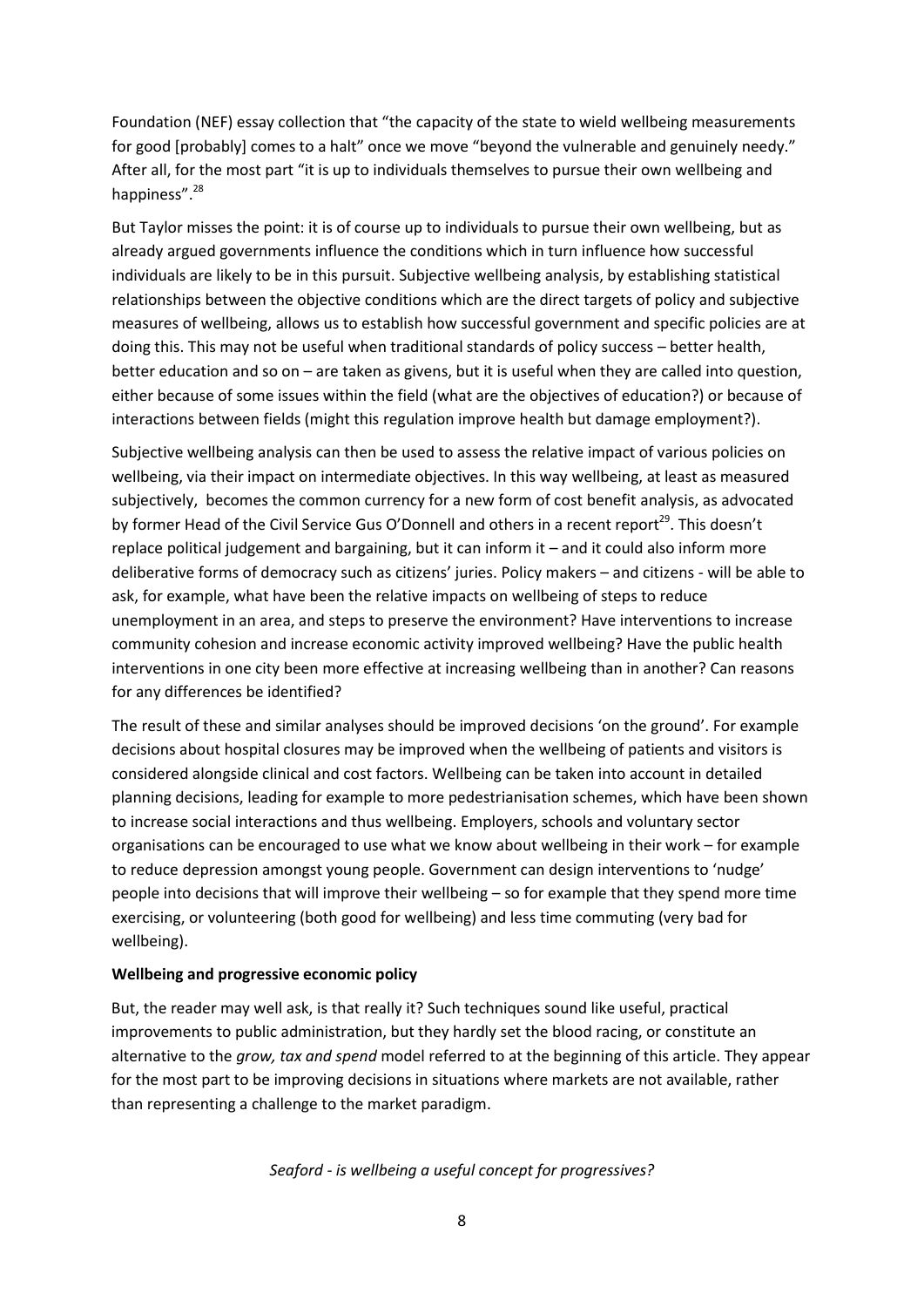Foundation (NEF) essay collection that "the capacity of the state to wield wellbeing measurements for good [probably] comes to a halt" once we move "beyond the vulnerable and genuinely needy." After all, for the most part "it is up to individuals themselves to pursue their own wellbeing and happiness".[28]

But Taylor misses the point: it is of course up to individuals to pursue their own wellbeing, but as already argued governments influence the conditions which in turn influence how successful individuals are likely to be in this pursuit. Subjective wellbeing analysis, by establishing statistical relationships between the objective conditions which are the direct targets of policy and subjective measures of wellbeing, allows us to establish how successful government and specific policies are at doing this. This may not be useful when traditional standards of policy success – better health, better education and so on – are taken as givens, but it is useful when they are called into question, either because of some issues within the field (what are the objectives of education?) or because of interactions between fields (might this regulation improve health but damage employment?).

Subjective wellbeing analysis can then be used to assess the relative impact of various policies on wellbeing, via their impact on intermediate objectives. In this way wellbeing, at least as measured subjectively, becomes the common currency for a new form of cost benefit analysis, as advocated by former Head of the Civil Service Gus O'Donnell and others in a recent report[29]. This doesn't replace political judgement and bargaining, but it can inform it – and it could also inform more deliberative forms of democracy such as citizens' juries. Policy makers – and citizens - will be able to ask, for example, what have been the relative impacts on wellbeing of steps to reduce unemployment in an area, and steps to preserve the environment? Have interventions to increase community cohesion and increase economic activity improved wellbeing? Have the public health interventions in one city been more effective at increasing wellbeing than in another? Can reasons for any differences be identified?

The result of these and similar analyses should be improved decisions 'on the ground'. For example decisions about hospital closures may be improved when the wellbeing of patients and visitors is considered alongside clinical and cost factors. Wellbeing can be taken into account in detailed planning decisions, leading for example to more pedestrianisation schemes, which have been shown to increase social interactions and thus wellbeing. Employers, schools and voluntary sector organisations can be encouraged to use what we know about wellbeing in their work – for example to reduce depression amongst young people. Government can design interventions to 'nudge' people into decisions that will improve their wellbeing – so for example that they spend more time exercising, or volunteering (both good for wellbeing) and less time commuting (very bad for wellbeing).

**Wellbeing and progressive economic policy**

But, the reader may well ask, is that really it? Such techniques sound like useful, practical improvements to public administration, but they hardly set the blood racing, or constitute an alternative to the *grow, tax and spend* model referred to at the beginning of this article. They appear for the most part to be improving decisions in situations where markets are not available, rather than representing a challenge to the market paradigm.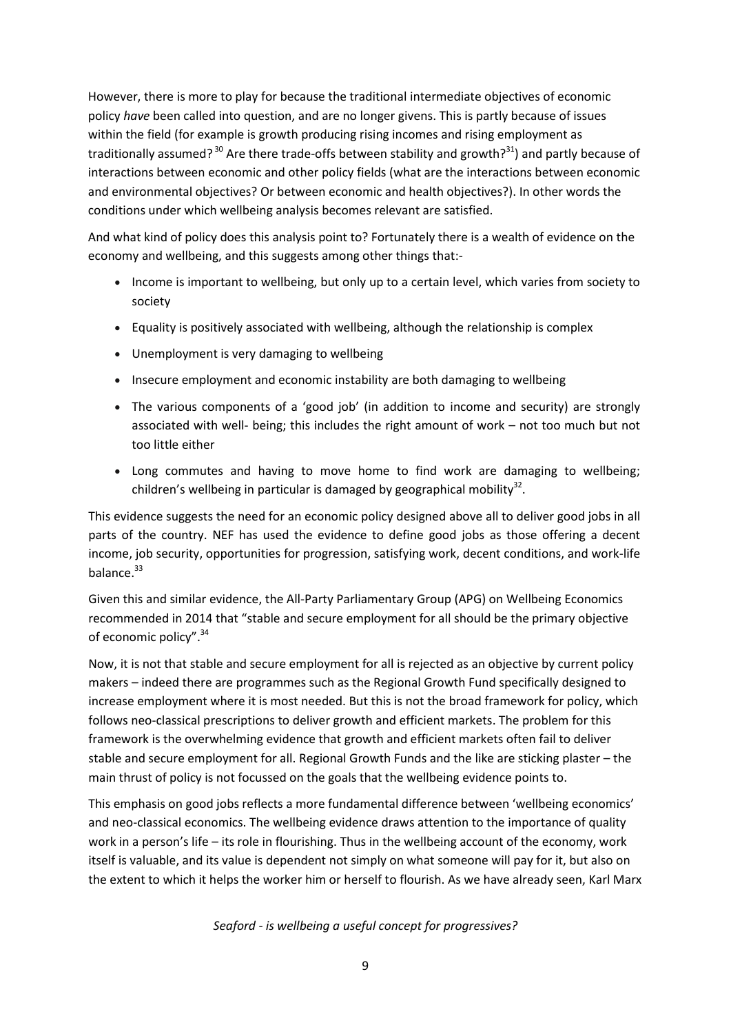However, there is more to play for because the traditional intermediate objectives of economic policy *have* been called into question, and are no longer givens. This is partly because of issues within the field (for example is growth producing rising incomes and rising employment as traditionally assumed? [30] Are there trade-offs between stability and growth?[31]) and partly because of interactions between economic and other policy fields (what are the interactions between economic and environmental objectives? Or between economic and health objectives?). In other words the conditions under which wellbeing analysis becomes relevant are satisfied.

And what kind of policy does this analysis point to? Fortunately there is a wealth of evidence on the economy and wellbeing, and this suggests among other things that:-

- Income is important to wellbeing, but only up to a certain level, which varies from society to society
- Equality is positively associated with wellbeing, although the relationship is complex
- Unemployment is very damaging to wellbeing
- Insecure employment and economic instability are both damaging to wellbeing
- The various components of a 'good job' (in addition to income and security) are strongly associated with well- being; this includes the right amount of work – not too much but not too little either
- Long commutes and having to move home to find work are damaging to wellbeing; children's wellbeing in particular is damaged by geographical mobility[32].

This evidence suggests the need for an economic policy designed above all to deliver good jobs in all parts of the country. NEF has used the evidence to define good jobs as those offering a decent income, job security, opportunities for progression, satisfying work, decent conditions, and work-life balance.[33]

Given this and similar evidence, the All-Party Parliamentary Group (APG) on Wellbeing Economics recommended in 2014 that "stable and secure employment for all should be the primary objective of economic policy".[34]

Now, it is not that stable and secure employment for all is rejected as an objective by current policy makers – indeed there are programmes such as the Regional Growth Fund specifically designed to increase employment where it is most needed. But this is not the broad framework for policy, which follows neo-classical prescriptions to deliver growth and efficient markets. The problem for this framework is the overwhelming evidence that growth and efficient markets often fail to deliver stable and secure employment for all. Regional Growth Funds and the like are sticking plaster – the main thrust of policy is not focussed on the goals that the wellbeing evidence points to.

This emphasis on good jobs reflects a more fundamental difference between 'wellbeing economics' and neo-classical economics. The wellbeing evidence draws attention to the importance of quality work in a person's life – its role in flourishing. Thus in the wellbeing account of the economy, work itself is valuable, and its value is dependent not simply on what someone will pay for it, but also on the extent to which it helps the worker him or herself to flourish. As we have already seen, Karl Marx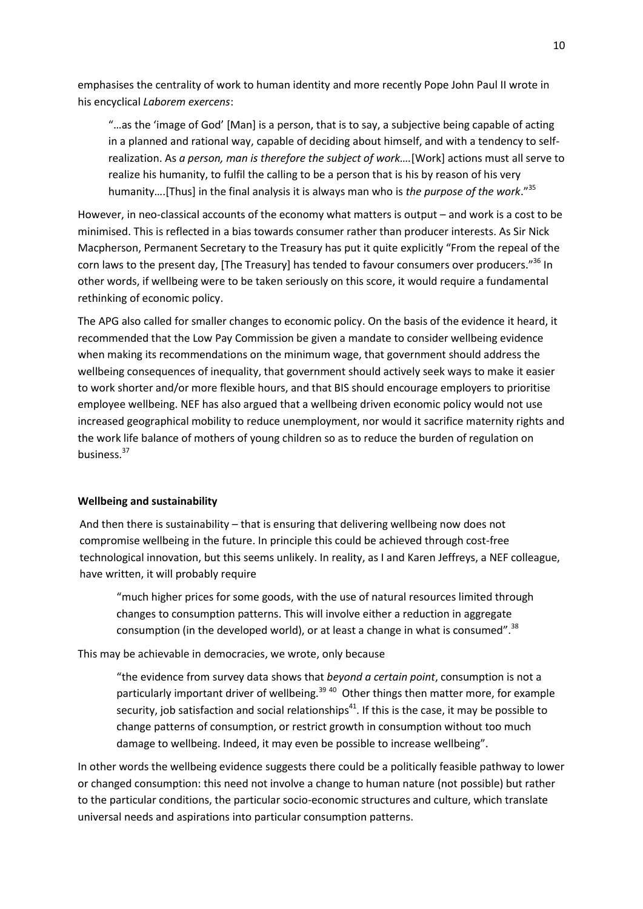emphasises the centrality of work to human identity and more recently Pope John Paul II wrote in his encyclical *Laborem exercens*:

> "…as the 'image of God' [Man] is a person, that is to say, a subjective being capable of acting in a planned and rational way, capable of deciding about himself, and with a tendency to self-realization. As *a person, man is therefore the subject of work….*[Work] actions must all serve to realize his humanity, to fulfil the calling to be a person that is his by reason of his very humanity….[Thus] in the final analysis it is always man who is *the purpose of the work*."[35]

However, in neo-classical accounts of the economy what matters is output – and work is a cost to be minimised. This is reflected in a bias towards consumer rather than producer interests. As Sir Nick Macpherson, Permanent Secretary to the Treasury has put it quite explicitly "From the repeal of the corn laws to the present day, [The Treasury] has tended to favour consumers over producers."[36] In other words, if wellbeing were to be taken seriously on this score, it would require a fundamental rethinking of economic policy.

The APG also called for smaller changes to economic policy. On the basis of the evidence it heard, it recommended that the Low Pay Commission be given a mandate to consider wellbeing evidence when making its recommendations on the minimum wage, that government should address the wellbeing consequences of inequality, that government should actively seek ways to make it easier to work shorter and/or more flexible hours, and that BIS should encourage employers to prioritise employee wellbeing. NEF has also argued that a wellbeing driven economic policy would not use increased geographical mobility to reduce unemployment, nor would it sacrifice maternity rights and the work life balance of mothers of young children so as to reduce the burden of regulation on business.[37]

**Wellbeing and sustainability**

And then there is sustainability – that is ensuring that delivering wellbeing now does not compromise wellbeing in the future. In principle this could be achieved through cost-free technological innovation, but this seems unlikely. In reality, as I and Karen Jeffreys, a NEF colleague, have written, it will probably require

> "much higher prices for some goods, with the use of natural resources limited through changes to consumption patterns. This will involve either a reduction in aggregate consumption (in the developed world), or at least a change in what is consumed".[38]

This may be achievable in democracies, we wrote, only because

> "the evidence from survey data shows that *beyond a certain point*, consumption is not a particularly important driver of wellbeing.[39] [40] Other things then matter more, for example security, job satisfaction and social relationships[41]. If this is the case, it may be possible to change patterns of consumption, or restrict growth in consumption without too much damage to wellbeing. Indeed, it may even be possible to increase wellbeing".

In other words the wellbeing evidence suggests there could be a politically feasible pathway to lower or changed consumption: this need not involve a change to human nature (not possible) but rather to the particular conditions, the particular socio-economic structures and culture, which translate universal needs and aspirations into particular consumption patterns.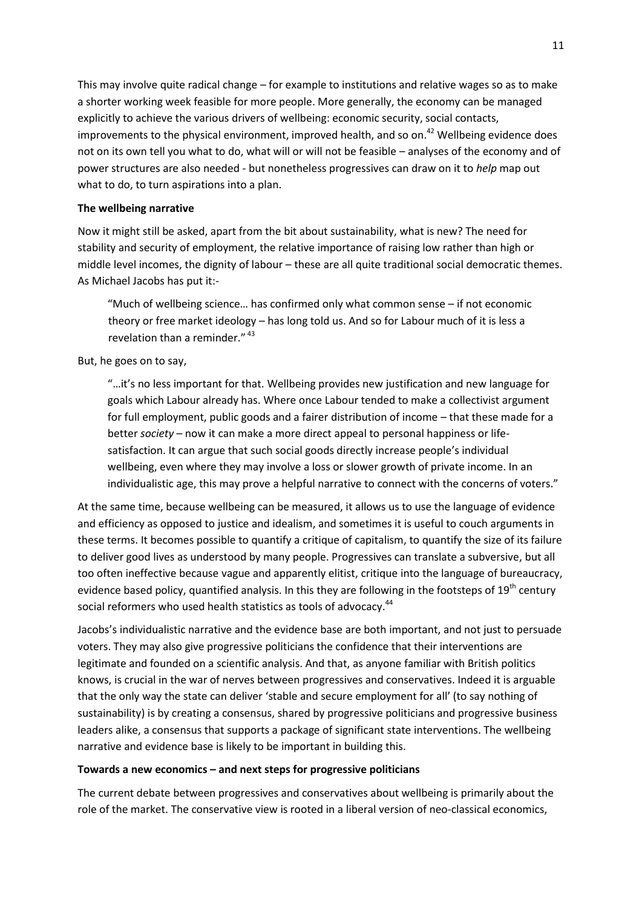This may involve quite radical change – for example to institutions and relative wages so as to make a shorter working week feasible for more people. More generally, the economy can be managed explicitly to achieve the various drivers of wellbeing: economic security, social contacts, improvements to the physical environment, improved health, and so on.[42] Wellbeing evidence does not on its own tell you what to do, what will or will not be feasible – analyses of the economy and of power structures are also needed - but nonetheless progressives can draw on it to *help* map out what to do, to turn aspirations into a plan.

**The wellbeing narrative**

Now it might still be asked, apart from the bit about sustainability, what is new? The need for stability and security of employment, the relative importance of raising low rather than high or middle level incomes, the dignity of labour – these are all quite traditional social democratic themes. As Michael Jacobs has put it:-

> "Much of wellbeing science… has confirmed only what common sense – if not economic theory or free market ideology – has long told us. And so for Labour much of it is less a revelation than a reminder." [43]

But, he goes on to say,

> "…it's no less important for that. Wellbeing provides new justification and new language for goals which Labour already has. Where once Labour tended to make a collectivist argument for full employment, public goods and a fairer distribution of income – that these made for a better *society* – now it can make a more direct appeal to personal happiness or life-satisfaction. It can argue that such social goods directly increase people's individual wellbeing, even where they may involve a loss or slower growth of private income. In an individualistic age, this may prove a helpful narrative to connect with the concerns of voters."

At the same time, because wellbeing can be measured, it allows us to use the language of evidence and efficiency as opposed to justice and idealism, and sometimes it is useful to couch arguments in these terms. It becomes possible to quantify a critique of capitalism, to quantify the size of its failure to deliver good lives as understood by many people. Progressives can translate a subversive, but all too often ineffective because vague and apparently elitist, critique into the language of bureaucracy, evidence based policy, quantified analysis. In this they are following in the footsteps of 19th century social reformers who used health statistics as tools of advocacy.[44]

Jacobs's individualistic narrative and the evidence base are both important, and not just to persuade voters. They may also give progressive politicians the confidence that their interventions are legitimate and founded on a scientific analysis. And that, as anyone familiar with British politics knows, is crucial in the war of nerves between progressives and conservatives. Indeed it is arguable that the only way the state can deliver 'stable and secure employment for all' (to say nothing of sustainability) is by creating a consensus, shared by progressive politicians and progressive business leaders alike, a consensus that supports a package of significant state interventions. The wellbeing narrative and evidence base is likely to be important in building this.

**Towards a new economics – and next steps for progressive politicians**

The current debate between progressives and conservatives about wellbeing is primarily about the role of the market. The conservative view is rooted in a liberal version of neo-classical economics,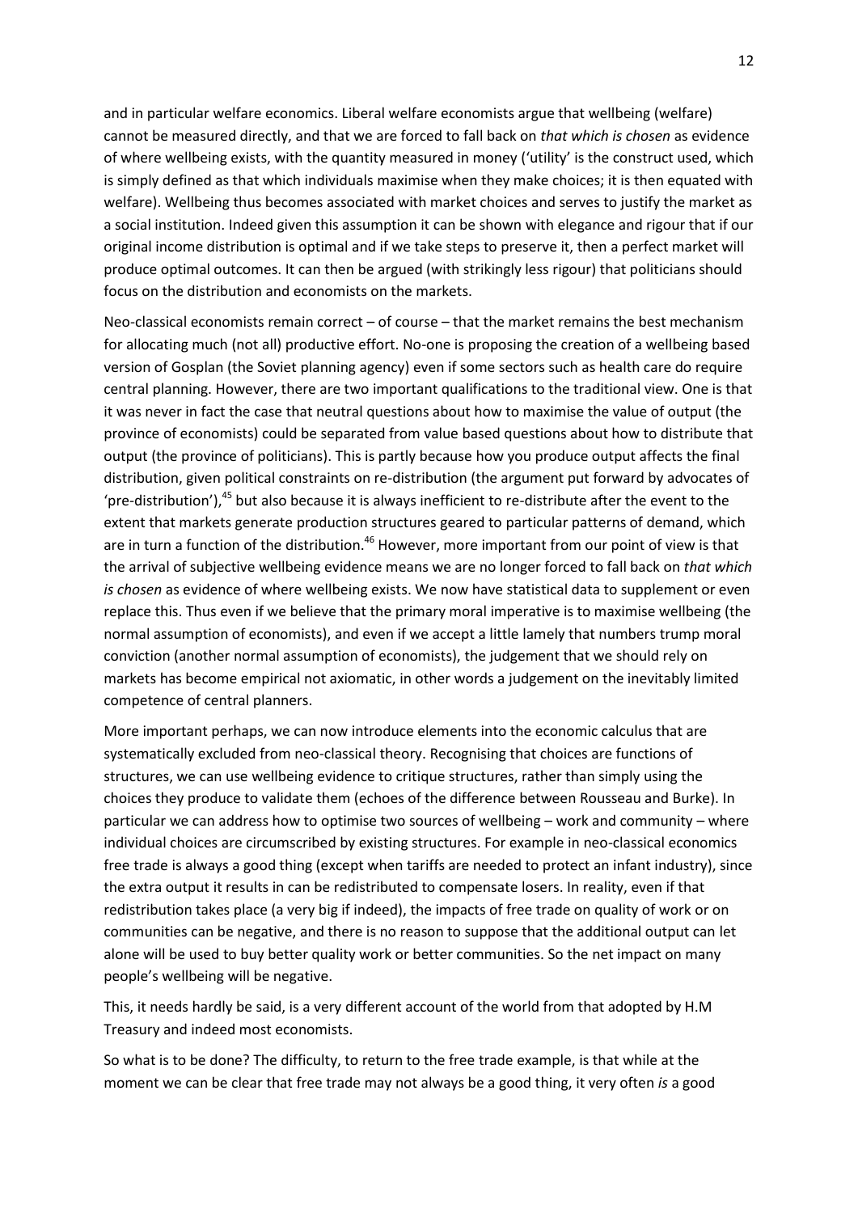and in particular welfare economics. Liberal welfare economists argue that wellbeing (welfare) cannot be measured directly, and that we are forced to fall back on *that which is chosen* as evidence of where wellbeing exists, with the quantity measured in money ('utility' is the construct used, which is simply defined as that which individuals maximise when they make choices; it is then equated with welfare). Wellbeing thus becomes associated with market choices and serves to justify the market as a social institution. Indeed given this assumption it can be shown with elegance and rigour that if our original income distribution is optimal and if we take steps to preserve it, then a perfect market will produce optimal outcomes. It can then be argued (with strikingly less rigour) that politicians should focus on the distribution and economists on the markets.

Neo-classical economists remain correct – of course – that the market remains the best mechanism for allocating much (not all) productive effort. No-one is proposing the creation of a wellbeing based version of Gosplan (the Soviet planning agency) even if some sectors such as health care do require central planning. However, there are two important qualifications to the traditional view. One is that it was never in fact the case that neutral questions about how to maximise the value of output (the province of economists) could be separated from value based questions about how to distribute that output (the province of politicians). This is partly because how you produce output affects the final distribution, given political constraints on re-distribution (the argument put forward by advocates of 'pre-distribution'),[45] but also because it is always inefficient to re-distribute after the event to the extent that markets generate production structures geared to particular patterns of demand, which are in turn a function of the distribution.[46] However, more important from our point of view is that the arrival of subjective wellbeing evidence means we are no longer forced to fall back on *that which is chosen* as evidence of where wellbeing exists. We now have statistical data to supplement or even replace this. Thus even if we believe that the primary moral imperative is to maximise wellbeing (the normal assumption of economists), and even if we accept a little lamely that numbers trump moral conviction (another normal assumption of economists), the judgement that we should rely on markets has become empirical not axiomatic, in other words a judgement on the inevitably limited competence of central planners.

More important perhaps, we can now introduce elements into the economic calculus that are systematically excluded from neo-classical theory. Recognising that choices are functions of structures, we can use wellbeing evidence to critique structures, rather than simply using the choices they produce to validate them (echoes of the difference between Rousseau and Burke). In particular we can address how to optimise two sources of wellbeing – work and community – where individual choices are circumscribed by existing structures. For example in neo-classical economics free trade is always a good thing (except when tariffs are needed to protect an infant industry), since the extra output it results in can be redistributed to compensate losers. In reality, even if that redistribution takes place (a very big if indeed), the impacts of free trade on quality of work or on communities can be negative, and there is no reason to suppose that the additional output can let alone will be used to buy better quality work or better communities. So the net impact on many people's wellbeing will be negative.

This, it needs hardly be said, is a very different account of the world from that adopted by H.M Treasury and indeed most economists.

So what is to be done? The difficulty, to return to the free trade example, is that while at the moment we can be clear that free trade may not always be a good thing, it very often *is* a good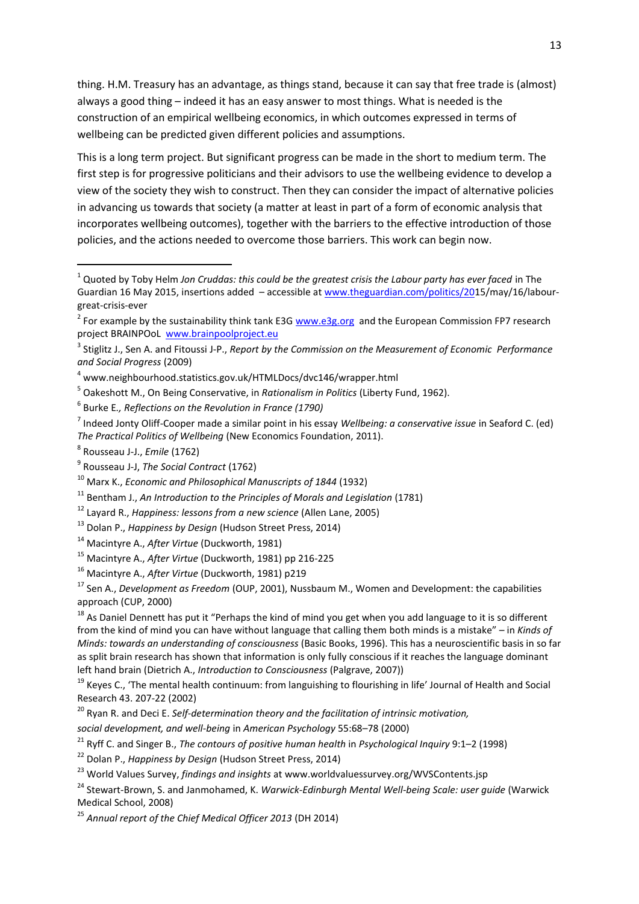thing. H.M. Treasury has an advantage, as things stand, because it can say that free trade is (almost) always a good thing – indeed it has an easy answer to most things. What is needed is the construction of an empirical wellbeing economics, in which outcomes expressed in terms of wellbeing can be predicted given different policies and assumptions.

This is a long term project. But significant progress can be made in the short to medium term. The first step is for progressive politicians and their advisors to use the wellbeing evidence to develop a view of the society they wish to construct. Then they can consider the impact of alternative policies in advancing us towards that society (a matter at least in part of a form of economic analysis that incorporates wellbeing outcomes), together with the barriers to the effective introduction of those policies, and the actions needed to overcome those barriers. This work can begin now.

---

[1] Quoted by Toby Helm *Jon Cruddas: this could be the greatest crisis the Labour party has ever faced* in The Guardian 16 May 2015, insertions added – accessible at www.theguardian.com/politics/2015/may/16/labour-great-crisis-ever

[2] For example by the sustainability think tank E3G www.e3g.org and the European Commission FP7 research project BRAINPOoL www.brainpoolproject.eu

[3] Stiglitz J., Sen A. and Fitoussi J-P., *Report by the Commission on the Measurement of Economic Performance and Social Progress* (2009)

[4] www.neighbourhood.statistics.gov.uk/HTMLDocs/dvc146/wrapper.html

[5] Oakeshott M., On Being Conservative, in *Rationalism in Politics* (Liberty Fund, 1962).

[6] Burke E*., Reflections on the Revolution in France (1790)*

[7] Indeed Jonty Oliff-Cooper made a similar point in his essay *Wellbeing: a conservative issue* in Seaford C. (ed) *The Practical Politics of Wellbeing* (New Economics Foundation, 2011).

[8] Rousseau J-J., *Emile* (1762)

[9] Rousseau J-J, *The Social Contract* (1762)

[10] Marx K., *Economic and Philosophical Manuscripts of 1844* (1932)

[11] Bentham J., *An Introduction to the Principles of Morals and Legislation* (1781)

[12] Layard R., *Happiness: lessons from a new science* (Allen Lane, 2005)

[13] Dolan P., *Happiness by Design* (Hudson Street Press, 2014)

[14] Macintyre A., *After Virtue* (Duckworth, 1981)

[15] Macintyre A., *After Virtue* (Duckworth, 1981) pp 216-225

[16] Macintyre A., *After Virtue* (Duckworth, 1981) p219

[17] Sen A., *Development as Freedom* (OUP, 2001), Nussbaum M., Women and Development: the capabilities approach (CUP, 2000)

[18] As Daniel Dennett has put it "Perhaps the kind of mind you get when you add language to it is so different from the kind of mind you can have without language that calling them both minds is a mistake" – in *Kinds of Minds: towards an understanding of consciousness* (Basic Books, 1996). This has a neuroscientific basis in so far as split brain research has shown that information is only fully conscious if it reaches the language dominant left hand brain (Dietrich A., *Introduction to Consciousness* (Palgrave, 2007))

[19] Keyes C., 'The mental health continuum: from languishing to flourishing in life' Journal of Health and Social Research 43. 207-22 (2002)

[20] Ryan R. and Deci E. *Self-determination theory and the facilitation of intrinsic motivation, social development, and well-being* in *American Psychology* 55:68–78 (2000)

[21] Ryff C. and Singer B., *The contours of positive human health* in *Psychological Inquiry* 9:1–2 (1998)

[22] Dolan P., *Happiness by Design* (Hudson Street Press, 2014)

[23] World Values Survey, *findings and insights* at www.worldvaluessurvey.org/WVSContents.jsp

[24] Stewart-Brown, S. and Janmohamed, K. *Warwick-Edinburgh Mental Well-being Scale: user guide* (Warwick Medical School, 2008)

[25] *Annual report of the Chief Medical Officer 2013* (DH 2014)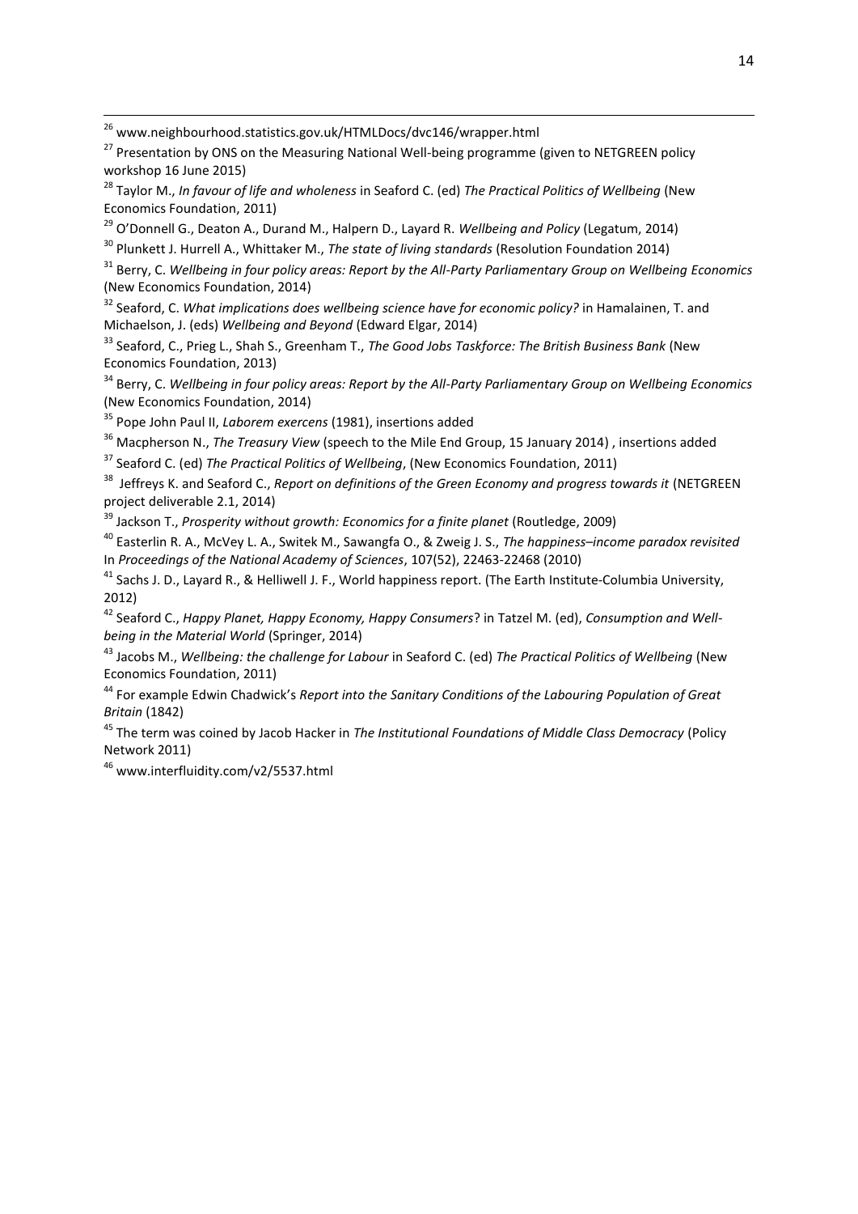[26] www.neighbourhood.statistics.gov.uk/HTMLDocs/dvc146/wrapper.html

[27] Presentation by ONS on the Measuring National Well-being programme (given to NETGREEN policy workshop 16 June 2015)

[28] Taylor M., *In favour of life and wholeness* in Seaford C. (ed) *The Practical Politics of Wellbeing* (New Economics Foundation, 2011)

[29] O'Donnell G., Deaton A., Durand M., Halpern D., Layard R. *Wellbeing and Policy* (Legatum, 2014)

[30] Plunkett J. Hurrell A., Whittaker M., *The state of living standards* (Resolution Foundation 2014)

[31] Berry, C. *Wellbeing in four policy areas: Report by the All-Party Parliamentary Group on Wellbeing Economics* (New Economics Foundation, 2014)

[32] Seaford, C. *What implications does wellbeing science have for economic policy?* in Hamalainen, T. and Michaelson, J. (eds) *Wellbeing and Beyond* (Edward Elgar, 2014)

[33] Seaford, C., Prieg L., Shah S., Greenham T., *The Good Jobs Taskforce: The British Business Bank* (New Economics Foundation, 2013)

[34] Berry, C. *Wellbeing in four policy areas: Report by the All-Party Parliamentary Group on Wellbeing Economics* (New Economics Foundation, 2014)

[35] Pope John Paul II, *Laborem exercens* (1981), insertions added

[36] Macpherson N., *The Treasury View* (speech to the Mile End Group, 15 January 2014) , insertions added

[37] Seaford C. (ed) *The Practical Politics of Wellbeing*, (New Economics Foundation, 2011)

[38] Jeffreys K. and Seaford C., *Report on definitions of the Green Economy and progress towards it* (NETGREEN project deliverable 2.1, 2014)

[39] Jackson T., *Prosperity without growth: Economics for a finite planet* (Routledge, 2009)

[40] Easterlin R. A., McVey L. A., Switek M., Sawangfa O., & Zweig J. S., *The happiness–income paradox revisited* In *Proceedings of the National Academy of Sciences*, 107(52), 22463-22468 (2010)

[41] Sachs J. D., Layard R., & Helliwell J. F., World happiness report. (The Earth Institute-Columbia University, 2012)

[42] Seaford C., *Happy Planet, Happy Economy, Happy Consumers*? in Tatzel M. (ed), *Consumption and Well-being in the Material World* (Springer, 2014)

[43] Jacobs M., *Wellbeing: the challenge for Labour* in Seaford C. (ed) *The Practical Politics of Wellbeing* (New Economics Foundation, 2011)

[44] For example Edwin Chadwick's *Report into the Sanitary Conditions of the Labouring Population of Great Britain* (1842)

[45] The term was coined by Jacob Hacker in *The Institutional Foundations of Middle Class Democracy* (Policy Network 2011)

[46] www.interfluidity.com/v2/5537.html